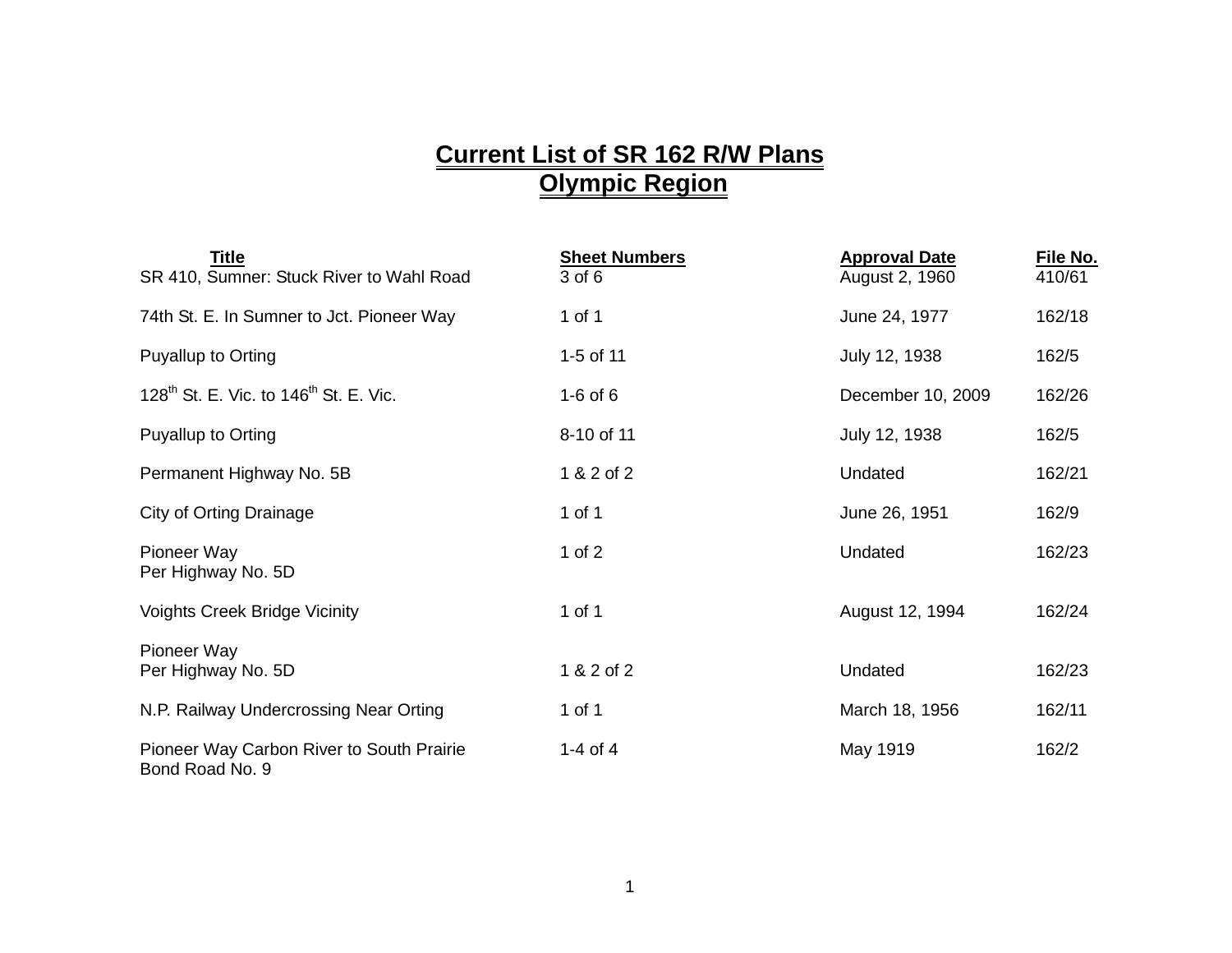# Current List of SR 162 R/W Plans
# Olympic Region

| Title | Sheet Numbers | Approval Date | File No. |
|---|---|---|---|
| SR 410, Sumner: Stuck River to Wahl Road | 3 of 6 | August 2, 1960 | 410/61 |
| 74th St. E. In Sumner to Jct. Pioneer Way | 1 of 1 | June 24, 1977 | 162/18 |
| Puyallup to Orting | 1-5 of 11 | July 12, 1938 | 162/5 |
| 128th St. E. Vic. to 146th St. E. Vic. | 1-6 of 6 | December 10, 2009 | 162/26 |
| Puyallup to Orting | 8-10 of 11 | July 12, 1938 | 162/5 |
| Permanent Highway No. 5B | 1 & 2 of 2 | Undated | 162/21 |
| City of Orting Drainage | 1 of 1 | June 26, 1951 | 162/9 |
| Pioneer Way Per Highway No. 5D | 1 of 2 | Undated | 162/23 |
| Voights Creek Bridge Vicinity | 1 of 1 | August 12, 1994 | 162/24 |
| Pioneer Way Per Highway No. 5D | 1 & 2 of 2 | Undated | 162/23 |
| N.P. Railway Undercrossing Near Orting | 1 of 1 | March 18, 1956 | 162/11 |
| Pioneer Way Carbon River to South Prairie Bond Road No. 9 | 1-4 of 4 | May 1919 | 162/2 |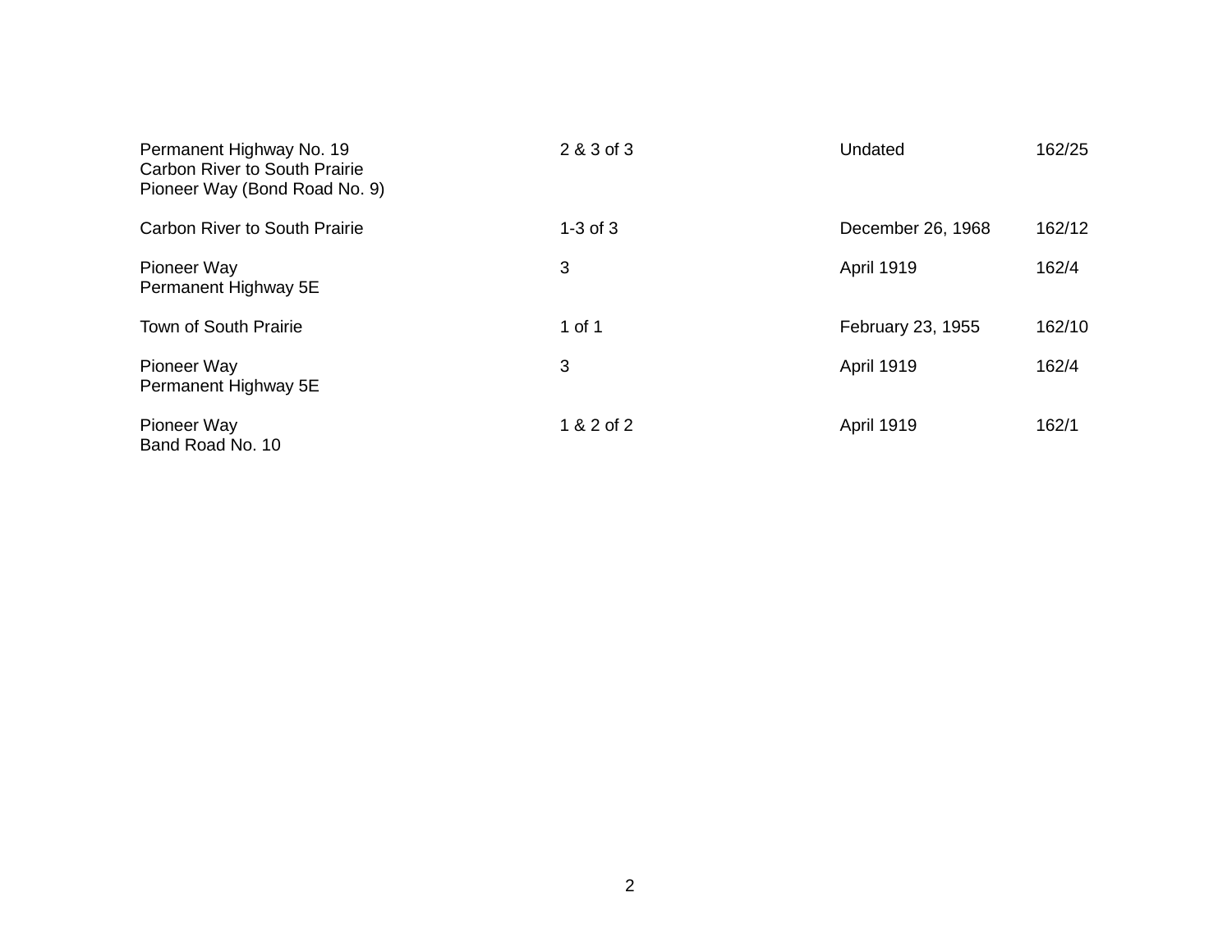| | | | |
|---|---|---|---|
| Permanent Highway No. 19<br>Carbon River to South Prairie<br>Pioneer Way (Bond Road No. 9) | 2 & 3 of 3 | Undated | 162/25 |
| Carbon River to South Prairie | 1-3 of 3 | December 26, 1968 | 162/12 |
| Pioneer Way<br>Permanent Highway 5E | 3 | April 1919 | 162/4 |
| Town of South Prairie | 1 of 1 | February 23, 1955 | 162/10 |
| Pioneer Way<br>Permanent Highway 5E | 3 | April 1919 | 162/4 |
| Pioneer Way<br>Band Road No. 10 | 1 & 2 of 2 | April 1919 | 162/1 |